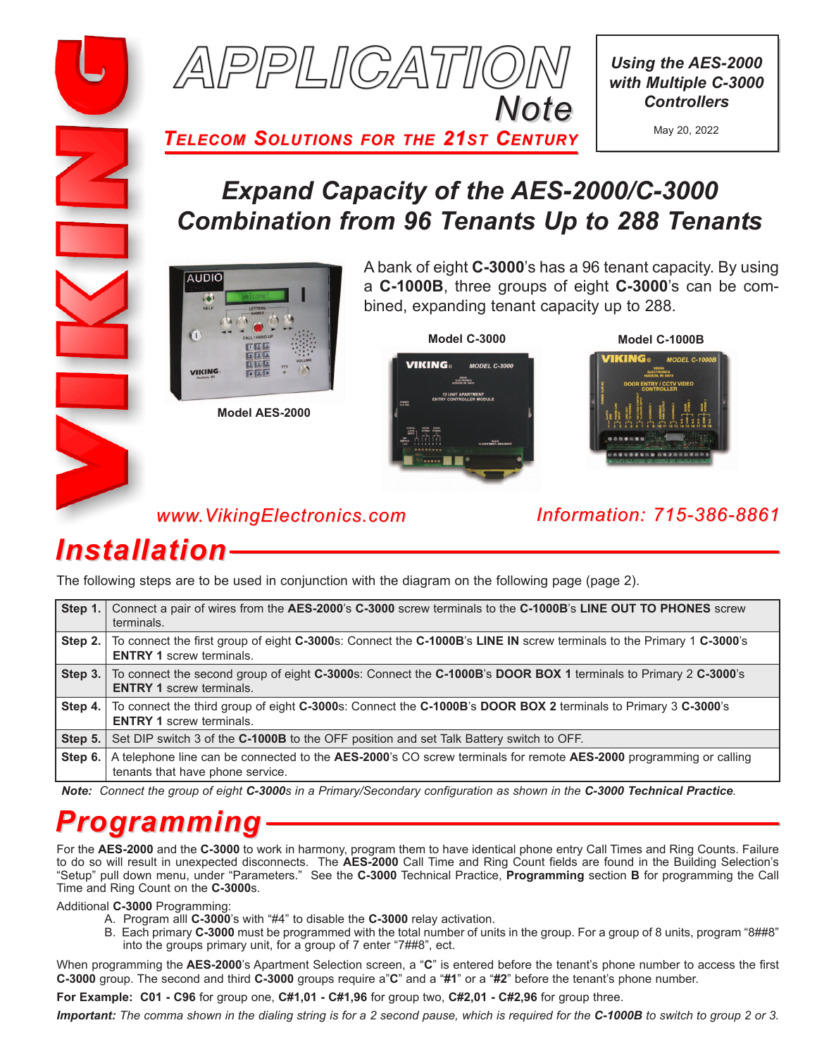# APPLICATION Note

**TELECOM SOLUTIONS FOR THE 21ST CENTURY**

***Using the AES-2000 with Multiple C-3000 Controllers***

May 20, 2022

## *Expand Capacity of the AES-2000/C-3000 Combination from 96 Tenants Up to 288 Tenants*

A bank of eight **C-3000**'s has a 96 tenant capacity. By using a **C-1000B**, three groups of eight **C-3000**'s can be combined, expanding tenant capacity up to 288.

Model AES-2000

Model C-3000

Model C-1000B

*www.VikingElectronics.com*

*Information: 715-386-8861*

# Installation

The following steps are to be used in conjunction with the diagram on the following page (page 2).

| | |
|---|---|
| **Step 1.** | Connect a pair of wires from the **AES-2000**'s **C-3000** screw terminals to the **C-1000B**'s **LINE OUT TO PHONES** screw terminals. |
| **Step 2.** | To connect the first group of eight **C-3000**s: Connect the **C-1000B**'s **LINE IN** screw terminals to the Primary 1 **C-3000**'s **ENTRY 1** screw terminals. |
| **Step 3.** | To connect the second group of eight **C-3000**s: Connect the **C-1000B**'s **DOOR BOX 1** terminals to Primary 2 **C-3000**'s **ENTRY 1** screw terminals. |
| **Step 4.** | To connect the third group of eight **C-3000**s: Connect the **C-1000B**'s **DOOR BOX 2** terminals to Primary 3 **C-3000**'s **ENTRY 1** screw terminals. |
| **Step 5.** | Set DIP switch 3 of the **C-1000B** to the OFF position and set Talk Battery switch to OFF. |
| **Step 6.** | A telephone line can be connected to the **AES-2000**'s CO screw terminals for remote **AES-2000** programming or calling tenants that have phone service. |

***Note:*** *Connect the group of eight **C-3000**s in a Primary/Secondary configuration as shown in the **C-3000 Technical Practice**.*

# Programming

For the **AES-2000** and the **C-3000** to work in harmony, program them to have identical phone entry Call Times and Ring Counts. Failure to do so will result in unexpected disconnects. The **AES-2000** Call Time and Ring Count fields are found in the Building Selection's "Setup" pull down menu, under "Parameters." See the **C-3000** Technical Practice, **Programming** section **B** for programming the Call Time and Ring Count on the **C-3000**s.

Additional **C-3000** Programming:

A. Program alll **C-3000**'s with "#4" to disable the **C-3000** relay activation.

B. Each primary **C-3000** must be programmed with the total number of units in the group. For a group of 8 units, program "8##8" into the groups primary unit, for a group of 7 enter "7##8", ect.

When programming the **AES-2000**'s Apartment Selection screen, a "**C**" is entered before the tenant's phone number to access the first **C-3000** group. The second and third **C-3000** groups require a"**C**" and a "**#1**" or a "**#2**" before the tenant's phone number.

**For Example: C01 - C96** for group one, **C#1,01 - C#1,96** for group two, **C#2,01 - C#2,96** for group three.

***Important:*** *The comma shown in the dialing string is for a 2 second pause, which is required for the **C-1000B** to switch to group 2 or 3.*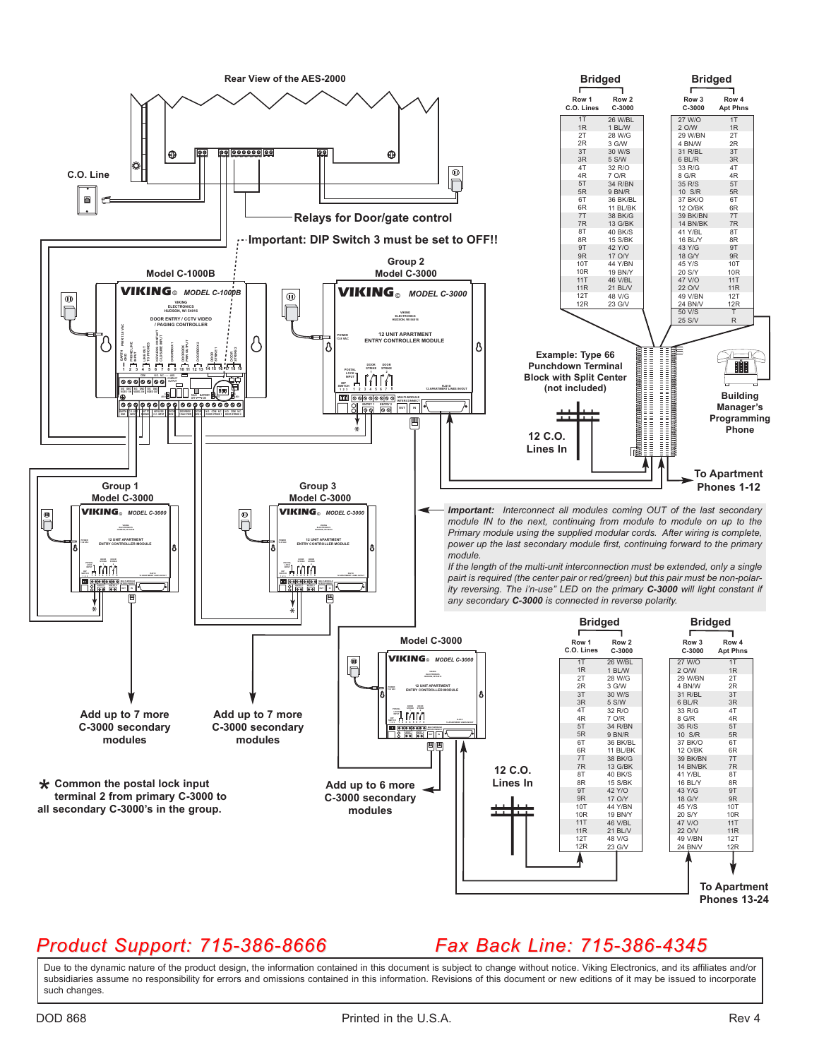Rear View of the AES-2000

C.O. Line

Relays for Door/gate control

Important: DIP Switch 3 must be set to OFF!!

Model C-1000B

Group 2
Model C-3000

| Bridged | | Bridged | |
|---|---|---|---|
| Row 1 C.O. Lines | Row 2 C-3000 | Row 3 C-3000 | Row 4 Apt Phns |
| 1T | 26 W/BL | 27 W/O | 1T |
| 1R | 1 BL/W | 2 O/W | 1R |
| 2T | 28 W/G | 29 W/BN | 2T |
| 2R | 3 G/W | 4 BN/W | 2R |
| 3T | 30 W/S | 31 R/BL | 3T |
| 3R | 5 S/W | 6 BL/R | 3R |
| 4T | 32 R/O | 33 R/G | 4T |
| 4R | 7 O/R | 8 G/R | 4R |
| 5T | 34 R/BN | 35 R/S | 5T |
| 5R | 9 BN/R | 10 S/R | 5R |
| 6T | 36 BK/BL | 37 BK/O | 6T |
| 6R | 11 BL/BK | 12 O/BK | 6R |
| 7T | 38 BK/G | 39 BK/BN | 7T |
| 7R | 13 G/BK | 14 BN/BK | 7R |
| 8T | 40 BK/S | 41 Y/BL | 8T |
| 8R | 15 S/BK | 16 BL/Y | 8R |
| 9T | 42 Y/O | 43 Y/G | 9T |
| 9R | 17 O/Y | 18 G/Y | 9R |
| 10T | 44 Y/BN | 45 Y/S | 10T |
| 10R | 19 BN/Y | 20 S/Y | 10R |
| 11T | 46 V/BL | 47 V/O | 11T |
| 11R | 21 BL/V | 22 O/V | 11R |
| 12T | 48 V/G | 49 V/BN | 12T |
| 12R | 23 G/V | 24 BN/V | 12R |
| | | 50 V/S | T |
| | | 25 S/V | R |

Example: Type 66 Punchdown Terminal Block with Split Center (not included)

Building Manager's Programming Phone

12 C.O. Lines In

To Apartment Phones 1-12

Group 1
Model C-3000

Group 3
Model C-3000

*Important:* Interconnect all modules coming OUT of the last secondary module IN to the next, continuing from module to module on up to the Primary module using the supplied modular cords. After wiring is complete, power up the last secondary module first, continuing forward to the primary module.

If the length of the multi-unit interconnection must be extended, only a single pair is required (the center pair or red/green) but this pair must be non-polarity reversing. The i'n-use" LED on the primary ***C-3000*** will light constant if any secondary ***C-3000*** is connected in reverse polarity.

Model C-3000

| Bridged | | Bridged | |
|---|---|---|---|
| Row 1 C.O. Lines | Row 2 C-3000 | Row 3 C-3000 | Row 4 Apt Phns |
| 1T | 26 W/BL | 27 W/O | 1T |
| 1R | 1 BL/W | 2 O/W | 1R |
| 2T | 28 W/G | 29 W/BN | 2T |
| 2R | 3 G/W | 4 BN/W | 2R |
| 3T | 30 W/S | 31 R/BL | 3T |
| 3R | 5 S/W | 6 BL/R | 3R |
| 4T | 32 R/O | 33 R/G | 4T |
| 4R | 7 O/R | 8 G/R | 4R |
| 5T | 34 R/BN | 35 R/S | 5T |
| 5R | 9 BN/R | 10 S/R | 5R |
| 6T | 36 BK/BL | 37 BK/O | 6T |
| 6R | 11 BL/BK | 12 O/BK | 6R |
| 7T | 38 BK/G | 39 BK/BN | 7T |
| 7R | 13 G/BK | 14 BN/BK | 7R |
| 8T | 40 BK/S | 41 Y/BL | 8T |
| 8R | 15 S/BK | 16 BL/Y | 8R |
| 9T | 42 Y/O | 43 Y/G | 9T |
| 9R | 17 O/Y | 18 G/Y | 9R |
| 10T | 44 Y/BN | 45 Y/S | 10T |
| 10R | 19 BN/Y | 20 S/Y | 10R |
| 11T | 46 V/BL | 47 V/O | 11T |
| 11R | 21 BL/V | 22 O/V | 11R |
| 12T | 48 V/G | 49 V/BN | 12T |
| 12R | 23 G/V | 24 BN/V | 12R |

12 C.O. Lines In

Add up to 7 more C-3000 secondary modules

Add up to 7 more C-3000 secondary modules

Add up to 6 more C-3000 secondary modules

To Apartment Phones 13-24

\* Common the postal lock input terminal 2 from primary C-3000 to all secondary C-3000's in the group.

*Product Support: 715-386-8666*  *Fax Back Line: 715-386-4345*

Due to the dynamic nature of the product design, the information contained in this document is subject to change without notice. Viking Electronics, and its affiliates and/or subsidiaries assume no responsibility for errors and omissions contained in this information. Revisions of this document or new editions of it may be issued to incorporate such changes.

DOD 868  Printed in the U.S.A.  Rev 4